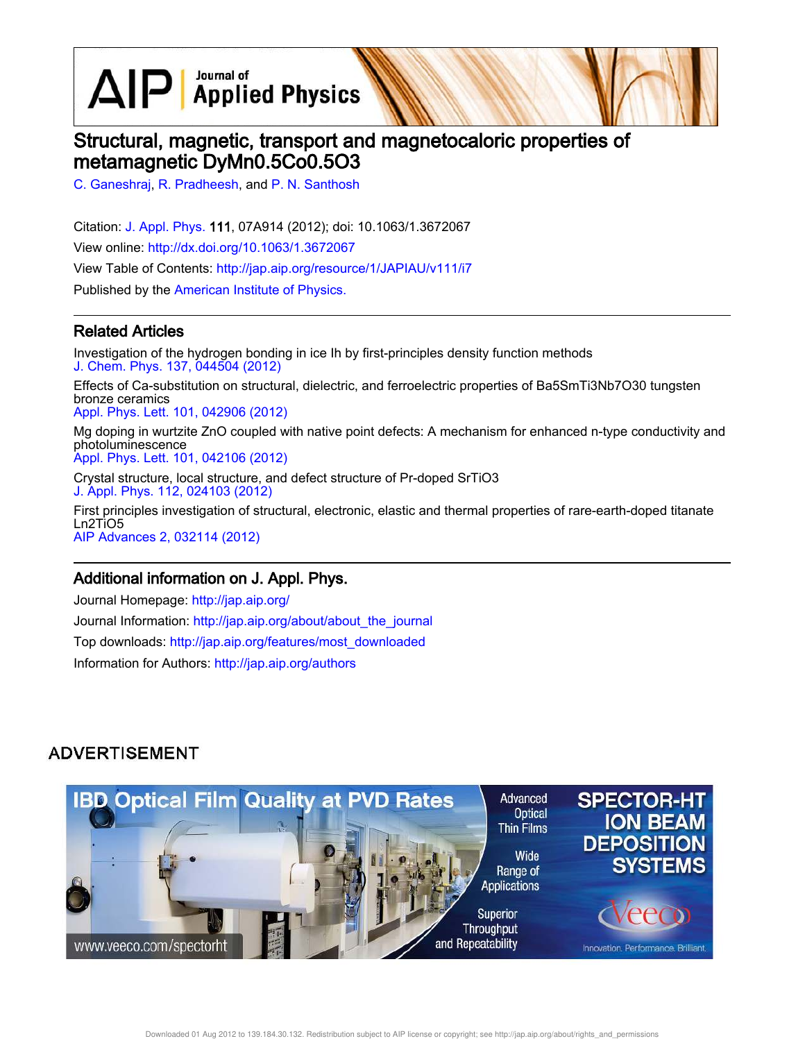# Structural, magnetic, transport and magnetocaloric properties of metamagnetic DyMn0.5Co0.5O3

C. Ganeshraj, R. Pradheesh, and P. N. Santhosh

Citation: J. Appl. Phys. **111**, 07A914 (2012); doi: 10.1063/1.3672067

View online: http://dx.doi.org/10.1063/1.3672067

View Table of Contents: http://jap.aip.org/resource/1/JAPIAU/v111/i7

Published by the American Institute of Physics.

## Related Articles

Investigation of the hydrogen bonding in ice Ih by first-principles density function methods
J. Chem. Phys. 137, 044504 (2012)

Effects of Ca-substitution on structural, dielectric, and ferroelectric properties of Ba5SmTi3Nb7O30 tungsten bronze ceramics
Appl. Phys. Lett. 101, 042906 (2012)

Mg doping in wurtzite ZnO coupled with native point defects: A mechanism for enhanced n-type conductivity and photoluminescence
Appl. Phys. Lett. 101, 042106 (2012)

Crystal structure, local structure, and defect structure of Pr-doped SrTiO3
J. Appl. Phys. 112, 024103 (2012)

First principles investigation of structural, electronic, elastic and thermal properties of rare-earth-doped titanate Ln2TiO5
AIP Advances 2, 032114 (2012)

## Additional information on J. Appl. Phys.

Journal Homepage: http://jap.aip.org/

Journal Information: http://jap.aip.org/about/about_the_journal

Top downloads: http://jap.aip.org/features/most_downloaded

Information for Authors: http://jap.aip.org/authors

ADVERTISEMENT

IBD Optical Film Quality at PVD Rates

Advanced Optical Thin Films

Wide Range of Applications

Superior Throughput and Repeatability

SPECTOR-HT ION BEAM DEPOSITION SYSTEMS

Veeco

Innovation. Performance. Brilliant.

www.veeco.com/spectorht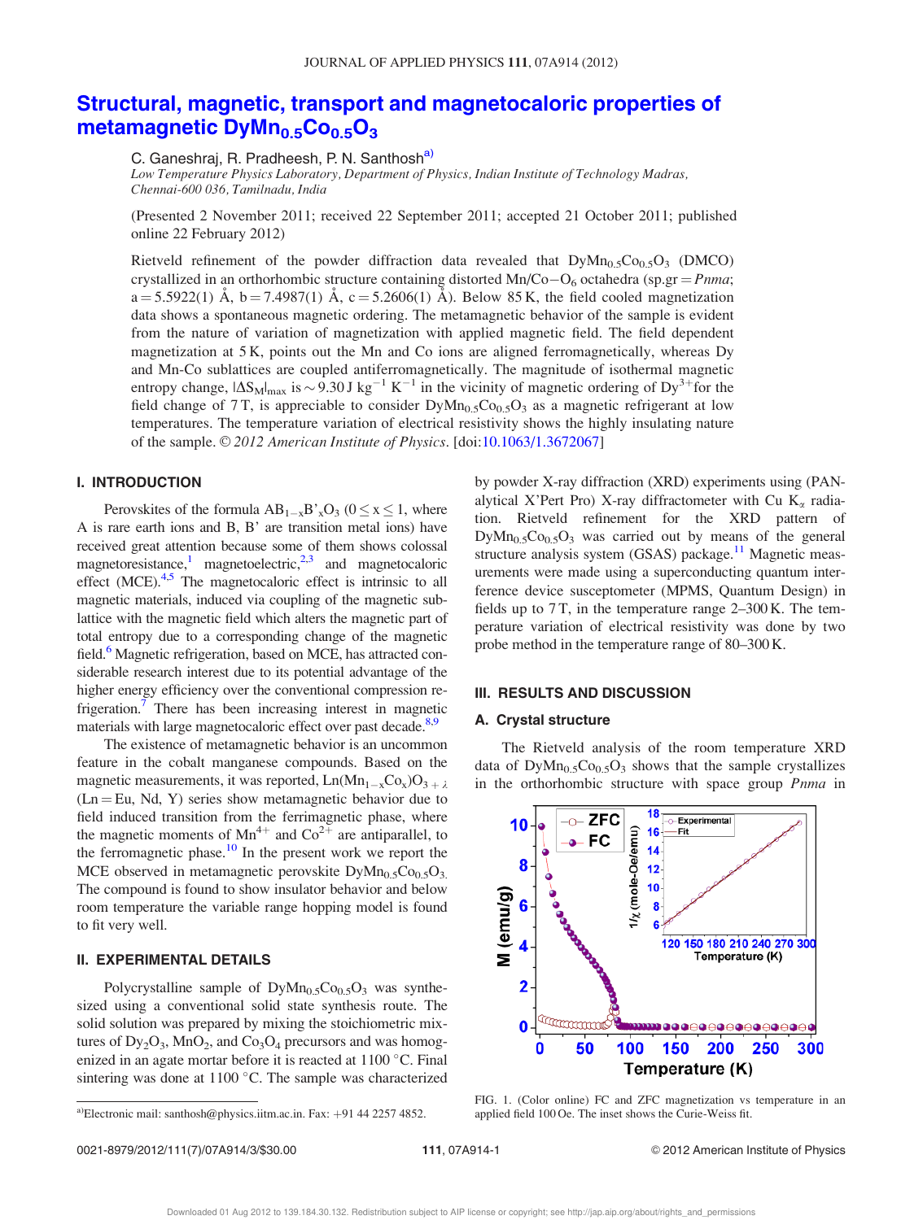# Structural, magnetic, transport and magnetocaloric properties of metamagnetic $DyMn_{0.5}Co_{0.5}O_3$

C. Ganeshraj, R. Pradheesh, P. N. Santhosh[a)]

*Low Temperature Physics Laboratory, Department of Physics, Indian Institute of Technology Madras, Chennai-600 036, Tamilnadu, India*

(Presented 2 November 2011; received 22 September 2011; accepted 21 October 2011; published online 22 February 2012)

Rietveld refinement of the powder diffraction data revealed that $DyMn_{0.5}Co_{0.5}O_3$ (DMCO) crystallized in an orthorhombic structure containing distorted Mn/Co−$O_6$ octahedra (sp.gr = *Pnma*; a = 5.5922(1) Å, b = 7.4987(1) Å, c = 5.2606(1) Å). Below 85 K, the field cooled magnetization data shows a spontaneous magnetic ordering. The metamagnetic behavior of the sample is evident from the nature of variation of magnetization with applied magnetic field. The field dependent magnetization at 5 K, points out the Mn and Co ions are aligned ferromagnetically, whereas Dy and Mn-Co sublattices are coupled antiferromagnetically. The magnitude of isothermal magnetic entropy change, $|\Delta S_M|_{max}$ is ~9.30 J $kg^{-1}$ $K^{-1}$ in the vicinity of magnetic ordering of $Dy^{3+}$for the field change of 7 T, is appreciable to consider $DyMn_{0.5}Co_{0.5}O_3$ as a magnetic refrigerant at low temperatures. The temperature variation of electrical resistivity shows the highly insulating nature of the sample. © *2012 American Institute of Physics*. [doi:10.1063/1.3672067]

## I. INTRODUCTION

Perovskites of the formula $AB_{1-x}B'_xO_3$ ($0 \leq x \leq 1$, where A is rare earth ions and B, B′ are transition metal ions) have received great attention because some of them shows colossal magnetoresistance,[1] magnetoelectric,[2,3] and magnetocaloric effect (MCE).[4,5] The magnetocaloric effect is intrinsic to all magnetic materials, induced via coupling of the magnetic sublattice with the magnetic field which alters the magnetic part of total entropy due to a corresponding change of the magnetic field.[6] Magnetic refrigeration, based on MCE, has attracted considerable research interest due to its potential advantage of the higher energy efficiency over the conventional compression refrigeration.[7] There has been increasing interest in magnetic materials with large magnetocaloric effect over past decade.[8,9]

The existence of metamagnetic behavior is an uncommon feature in the cobalt manganese compounds. Based on the magnetic measurements, it was reported, $Ln(Mn_{1-x}Co_x)O_{3+\lambda}$ (Ln = Eu, Nd, Y) series show metamagnetic behavior due to field induced transition from the ferrimagnetic phase, where the magnetic moments of $Mn^{4+}$ and $Co^{2+}$ are antiparallel, to the ferromagnetic phase.[10] In the present work we report the MCE observed in metamagnetic perovskite $DyMn_{0.5}Co_{0.5}O_3$. The compound is found to show insulator behavior and below room temperature the variable range hopping model is found to fit very well.

## II. EXPERIMENTAL DETAILS

Polycrystalline sample of $DyMn_{0.5}Co_{0.5}O_3$ was synthesized using a conventional solid state synthesis route. The solid solution was prepared by mixing the stoichiometric mixtures of $Dy_2O_3$, $MnO_2$, and $Co_3O_4$ precursors and was homogenized in an agate mortar before it is reacted at 1100 °C. Final sintering was done at 1100 °C. The sample was characterized by powder X-ray diffraction (XRD) experiments using (PANalytical X'Pert Pro) X-ray diffractometer with Cu $K_\alpha$ radiation. Rietveld refinement for the XRD pattern of $DyMn_{0.5}Co_{0.5}O_3$ was carried out by means of the general structure analysis system (GSAS) package.[11] Magnetic measurements were made using a superconducting quantum interference device susceptometer (MPMS, Quantum Design) in fields up to 7 T, in the temperature range 2–300 K. The temperature variation of electrical resistivity was done by two probe method in the temperature range of 80–300 K.

## III. RESULTS AND DISCUSSION

### A. Crystal structure

The Rietveld analysis of the room temperature XRD data of $DyMn_{0.5}Co_{0.5}O_3$ shows that the sample crystallizes in the orthorhombic structure with space group *Pnma* in

FIG. 1. (Color online) FC and ZFC magnetization vs temperature in an applied field 100 Oe. The inset shows the Curie-Weiss fit.

[a)]Electronic mail: santhosh@physics.iitm.ac.in. Fax: +91 44 2257 4852.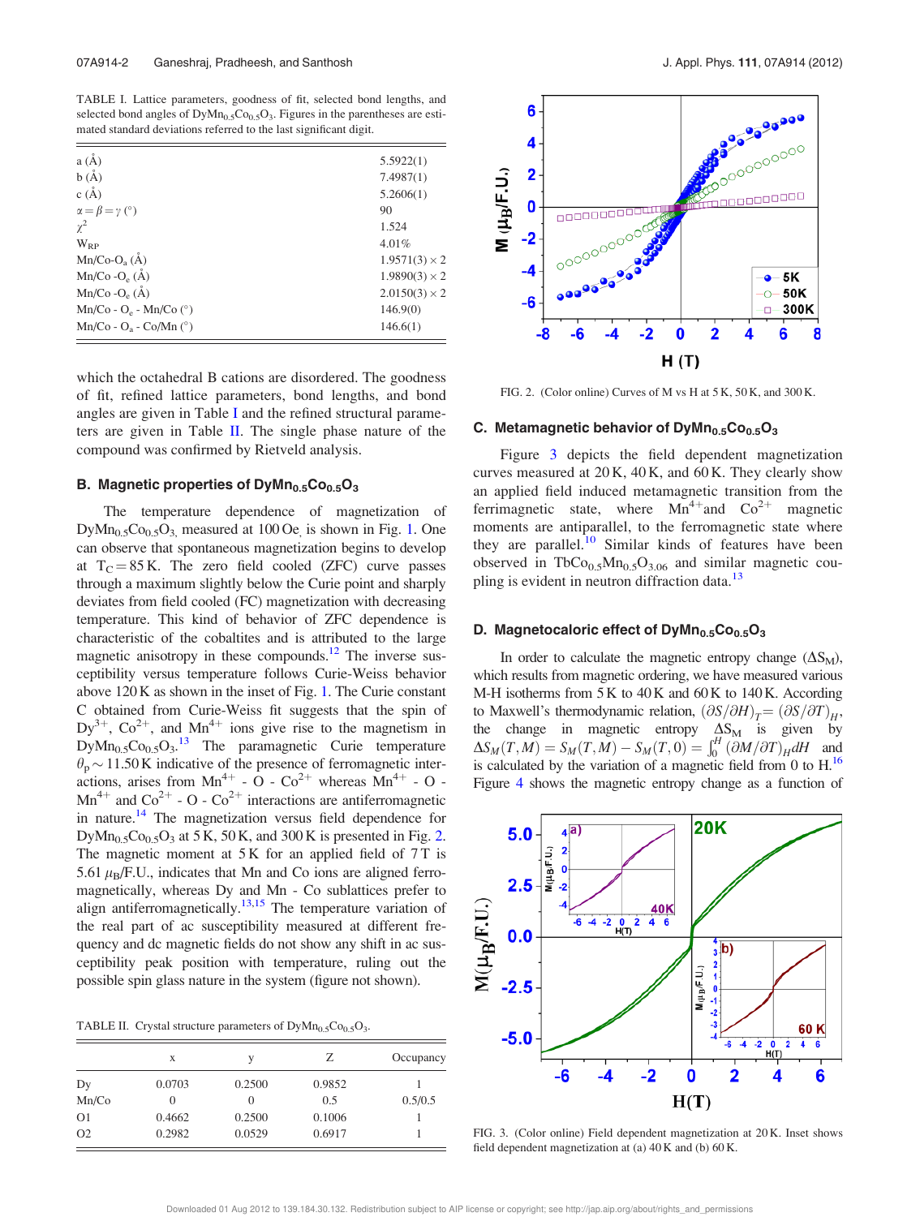TABLE I. Lattice parameters, goodness of fit, selected bond lengths, and selected bond angles of $DyMn_{0.5}Co_{0.5}O_3$. Figures in the parentheses are estimated standard deviations referred to the last significant digit.

| | |
|---|---|
| a (Å) | 5.5922(1) |
| b (Å) | 7.4987(1) |
| c (Å) | 5.2606(1) |
| $\alpha=\beta=\gamma$ (°) | 90 |
| $\chi^2$ | 1.524 |
| $W_{RP}$ | 4.01% |
| Mn/Co-$O_a$ (Å) | 1.9571(3) × 2 |
| Mn/Co -$O_e$ (Å) | 1.9890(3) × 2 |
| Mn/Co -$O_e$ (Å) | 2.0150(3) × 2 |
| Mn/Co - $O_e$ - Mn/Co (°) | 146.9(0) |
| Mn/Co - $O_a$ - Co/Mn (°) | 146.6(1) |

which the octahedral B cations are disordered. The goodness of fit, refined lattice parameters, bond lengths, and bond angles are given in Table I and the refined structural parameters are given in Table II. The single phase nature of the compound was confirmed by Rietveld analysis.

### B. Magnetic properties of $DyMn_{0.5}Co_{0.5}O_3$

The temperature dependence of magnetization of $DyMn_{0.5}Co_{0.5}O_3$, measured at 100 Oe, is shown in Fig. 1. One can observe that spontaneous magnetization begins to develop at $T_C = 85$ K. The zero field cooled (ZFC) curve passes through a maximum slightly below the Curie point and sharply deviates from field cooled (FC) magnetization with decreasing temperature. This kind of behavior of ZFC dependence is characteristic of the cobaltites and is attributed to the large magnetic anisotropy in these compounds.[12] The inverse susceptibility versus temperature follows Curie-Weiss behavior above 120 K as shown in the inset of Fig. 1. The Curie constant C obtained from Curie-Weiss fit suggests that the spin of $Dy^{3+}$, $Co^{2+}$, and $Mn^{4+}$ ions give rise to the magnetism in $DyMn_{0.5}Co_{0.5}O_3$.[13] The paramagnetic Curie temperature $\theta_p \sim 11.50$ K indicative of the presence of ferromagnetic interactions, arises from $Mn^{4+}$ - O - $Co^{2+}$ whereas $Mn^{4+}$ - O - $Mn^{4+}$ and $Co^{2+}$ - O - $Co^{2+}$ interactions are antiferromagnetic in nature.[14] The magnetization versus field dependence for $DyMn_{0.5}Co_{0.5}O_3$ at 5 K, 50 K, and 300 K is presented in Fig. 2. The magnetic moment at 5 K for an applied field of 7 T is 5.61 $\mu_B$/F.U., indicates that Mn and Co ions are aligned ferromagnetically, whereas Dy and Mn - Co sublattices prefer to align antiferromagnetically.[13,15] The temperature variation of the real part of ac susceptibility measured at different frequency and dc magnetic fields do not show any shift in ac susceptibility peak position with temperature, ruling out the possible spin glass nature in the system (figure not shown).

TABLE II. Crystal structure parameters of $DyMn_{0.5}Co_{0.5}O_3$.

| | x | y | Z | Occupancy |
|---|---|---|---|---|
| Dy | 0.0703 | 0.2500 | 0.9852 | 1 |
| Mn/Co | 0 | 0 | 0.5 | 0.5/0.5 |
| O1 | 0.4662 | 0.2500 | 0.1006 | 1 |
| O2 | 0.2982 | 0.0529 | 0.6917 | 1 |

FIG. 2. (Color online) Curves of M vs H at 5 K, 50 K, and 300 K.

### C. Metamagnetic behavior of $DyMn_{0.5}Co_{0.5}O_3$

Figure 3 depicts the field dependent magnetization curves measured at 20 K, 40 K, and 60 K. They clearly show an applied field induced metamagnetic transition from the ferrimagnetic state, where $Mn^{4+}$and $Co^{2+}$ magnetic moments are antiparallel, to the ferromagnetic state where they are parallel.[10] Similar kinds of features have been observed in $TbCo_{0.5}Mn_{0.5}O_{3.06}$ and similar magnetic coupling is evident in neutron diffraction data.[13]

### D. Magnetocaloric effect of $DyMn_{0.5}Co_{0.5}O_3$

In order to calculate the magnetic entropy change ($\Delta S_M$), which results from magnetic ordering, we have measured various M-H isotherms from 5 K to 40 K and 60 K to 140 K. According to Maxwell's thermodynamic relation, $(\partial S/\partial H)_T = (\partial S/\partial T)_H$, the change in magnetic entropy $\Delta S_M$ is given by $\Delta S_M(T,M) = S_M(T,M) - S_M(T,0) = \int_0^H (\partial M/\partial T)_H dH$ and is calculated by the variation of a magnetic field from 0 to H.[16] Figure 4 shows the magnetic entropy change as a function of

FIG. 3. (Color online) Field dependent magnetization at 20 K. Inset shows field dependent magnetization at (a) 40 K and (b) 60 K.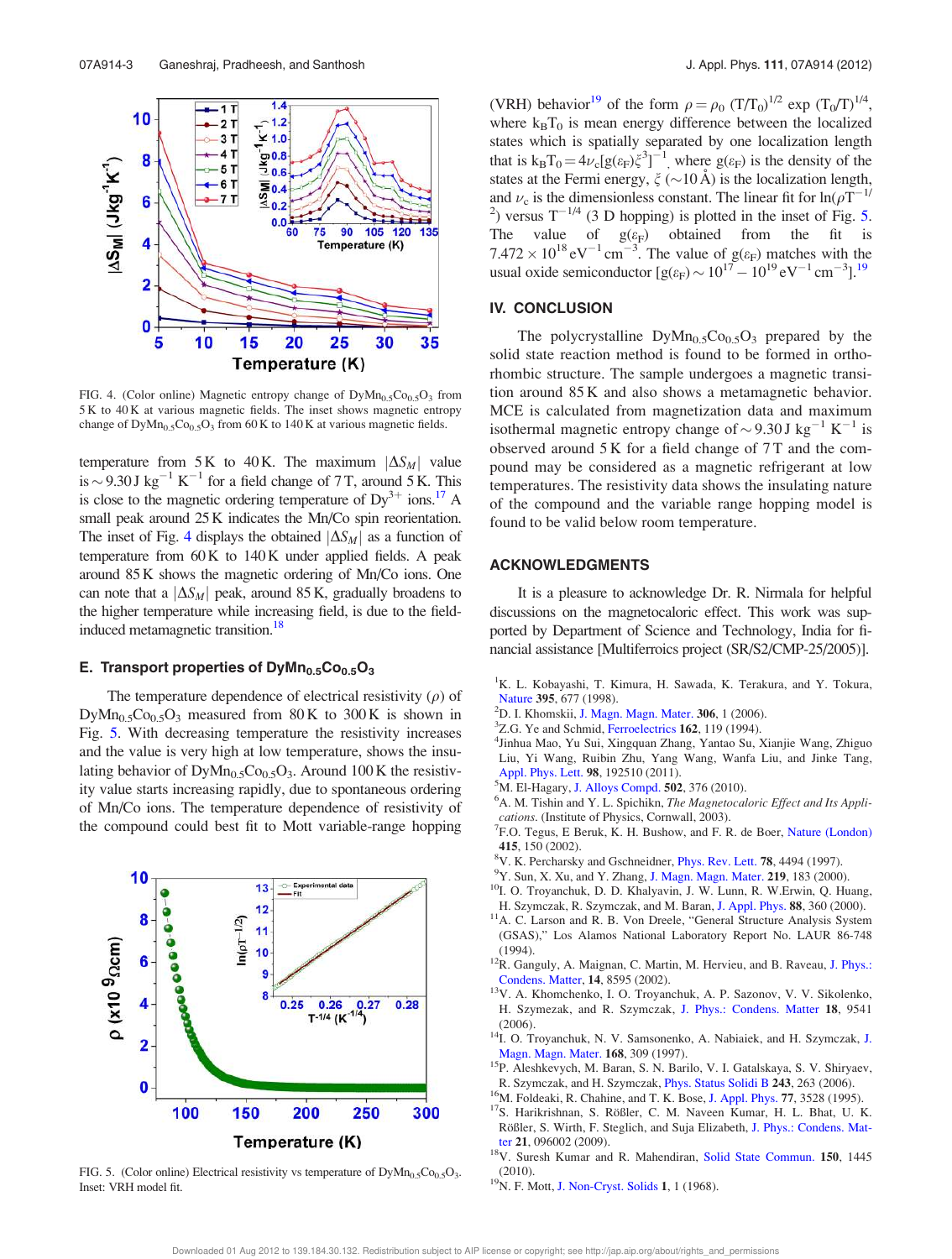|ΔS_M| (Jkg⁻¹K⁻¹)

1 T
2 T
3 T
4 T
5 T
6 T
7 T

10
8
6
4
2
0

5 10 15 20 25 30 35

Temperature (K)

|ΔSM| (Jkg⁻¹K⁻¹)

1.4
1.2
1.0
0.8
0.6
0.4
0.2
0.0

60 75 90 105 120 135

Temperature (K)

FIG. 4. (Color online) Magnetic entropy change of $DyMn_{0.5}Co_{0.5}O_3$ from 5 K to 40 K at various magnetic fields. The inset shows magnetic entropy change of $DyMn_{0.5}Co_{0.5}O_3$ from 60 K to 140 K at various magnetic fields.

temperature from 5 K to 40 K. The maximum $|\Delta S_M|$ value is ~9.30 J $kg^{-1}$ $K^{-1}$ for a field change of 7 T, around 5 K. This is close to the magnetic ordering temperature of $Dy^{3+}$ ions.[17] A small peak around 25 K indicates the Mn/Co spin reorientation. The inset of Fig. 4 displays the obtained $|\Delta S_M|$ as a function of temperature from 60 K to 140 K under applied fields. A peak around 85 K shows the magnetic ordering of Mn/Co ions. One can note that a $|\Delta S_M|$ peak, around 85 K, gradually broadens to the higher temperature while increasing field, is due to the field-induced metamagnetic transition.[18]

### E. Transport properties of $DyMn_{0.5}Co_{0.5}O_3$

The temperature dependence of electrical resistivity ($\rho$) of $DyMn_{0.5}Co_{0.5}O_3$ measured from 80 K to 300 K is shown in Fig. 5. With decreasing temperature the resistivity increases and the value is very high at low temperature, shows the insulating behavior of $DyMn_{0.5}Co_{0.5}O_3$. Around 100 K the resistivity value starts increasing rapidly, due to spontaneous ordering of Mn/Co ions. The temperature dependence of resistivity of the compound could best fit to Mott variable-range hopping

ρ (x10⁹ Ωcm)

10
8
6
4
2
0

100 150 200 250 300

Temperature (K)

Experimental data
Fit

ln(ρT^-1/2)

13
12
11
10
9
8

0.25 0.26 0.27 0.28

T^-1/4 (K^-1/4)

FIG. 5. (Color online) Electrical resistivity vs temperature of $DyMn_{0.5}Co_{0.5}O_3$. Inset: VRH model fit.

(VRH) behavior[19] of the form $\rho = \rho_0\ (T/T_0)^{1/2}\ \exp\ (T_0/T)^{1/4}$, where $k_BT_0$ is mean energy difference between the localized states which is spatially separated by one localization length that is $k_BT_0 = 4\nu_c[g(\varepsilon_F)\xi^3]^{-1}$, where $g(\varepsilon_F)$ is the density of the states at the Fermi energy, $\xi$ (~10 Å) is the localization length, and $\nu_c$ is the dimensionless constant. The linear fit for $\ln(\rho T^{-1/2})$ versus $T^{-1/4}$ (3 D hopping) is plotted in the inset of Fig. 5. The value of $g(\varepsilon_F)$ obtained from the fit is $7.472 \times 10^{18}\ eV^{-1}\ cm^{-3}$. The value of $g(\varepsilon_F)$ matches with the usual oxide semiconductor [$g(\varepsilon_F) \sim 10^{17} - 10^{19}\ eV^{-1}\ cm^{-3}$].[19]

## IV. CONCLUSION

The polycrystalline $DyMn_{0.5}Co_{0.5}O_3$ prepared by the solid state reaction method is found to be formed in orthorhombic structure. The sample undergoes a magnetic transition around 85 K and also shows a metamagnetic behavior. MCE is calculated from magnetization data and maximum isothermal magnetic entropy change of ~9.30 J $kg^{-1}$ $K^{-1}$ is observed around 5 K for a field change of 7 T and the compound may be considered as a magnetic refrigerant at low temperatures. The resistivity data shows the insulating nature of the compound and the variable range hopping model is found to be valid below room temperature.

## ACKNOWLEDGMENTS

It is a pleasure to acknowledge Dr. R. Nirmala for helpful discussions on the magnetocaloric effect. This work was supported by Department of Science and Technology, India for financial assistance [Multiferroics project (SR/S2/CMP-25/2005)].

[1] K. L. Kobayashi, T. Kimura, H. Sawada, K. Terakura, and Y. Tokura, Nature **395**, 677 (1998).
[2] D. I. Khomskii, J. Magn. Magn. Mater. **306**, 1 (2006).
[3] Z.G. Ye and Schmid, Ferroelectrics **162**, 119 (1994).
[4] Jinhua Mao, Yu Sui, Xingquan Zhang, Yantao Su, Xianjie Wang, Zhiguo Liu, Yi Wang, Ruibin Zhu, Yang Wang, Wanfa Liu, and Jinke Tang, Appl. Phys. Lett. **98**, 192510 (2011).
[5] M. El-Hagary, J. Alloys Compd. **502**, 376 (2010).
[6] A. M. Tishin and Y. L. Spichkin, *The Magnetocaloric Effect and Its Applications*. (Institute of Physics, Cornwall, 2003).
[7] F.O. Tegus, E Beruk, K. H. Bushow, and F. R. de Boer, Nature (London) **415**, 150 (2002).
[8] V. K. Percharsky and Gschneidner, Phys. Rev. Lett. **78**, 4494 (1997).
[9] Y. Sun, X. Xu, and Y. Zhang, J. Magn. Magn. Mater. **219**, 183 (2000).
[10] I. O. Troyanchuk, D. D. Khalyavin, J. W. Lunn, R. W.Erwin, Q. Huang, H. Szymczak, R. Szymczak, and M. Baran, J. Appl. Phys. **88**, 360 (2000).
[11] A. C. Larson and R. B. Von Dreele, "General Structure Analysis System (GSAS)," Los Alamos National Laboratory Report No. LAUR 86-748 (1994).
[12] R. Ganguly, A. Maignan, C. Martin, M. Hervieu, and B. Raveau, J. Phys.: Condens. Matter, **14**, 8595 (2002).
[13] V. A. Khomchenko, I. O. Troyanchuk, A. P. Sazonov, V. V. Sikolenko, H. Szymezak, and R. Szymczak, J. Phys.: Condens. Matter **18**, 9541 (2006).
[14] I. O. Troyanchuk, N. V. Samsonenko, A. Nabiaiek, and H. Szymczak, J. Magn. Magn. Mater. **168**, 309 (1997).
[15] P. Aleshkevych, M. Baran, S. N. Barilo, V. I. Gatalskaya, S. V. Shiryaev, R. Szymczak, and H. Szymczak, Phys. Status Solidi B **243**, 263 (2006).
[16] M. Foldeaki, R. Chahine, and T. K. Bose, J. Appl. Phys. **77**, 3528 (1995).
[17] S. Harikrishnan, S. Rößler, C. M. Naveen Kumar, H. L. Bhat, U. K. Rößler, S. Wirth, F. Steglich, and Suja Elizabeth, J. Phys.: Condens. Matter **21**, 096002 (2009).
[18] V. Suresh Kumar and R. Mahendiran, Solid State Commun. **150**, 1445 (2010).
[19] N. F. Mott, J. Non-Cryst. Solids **1**, 1 (1968).